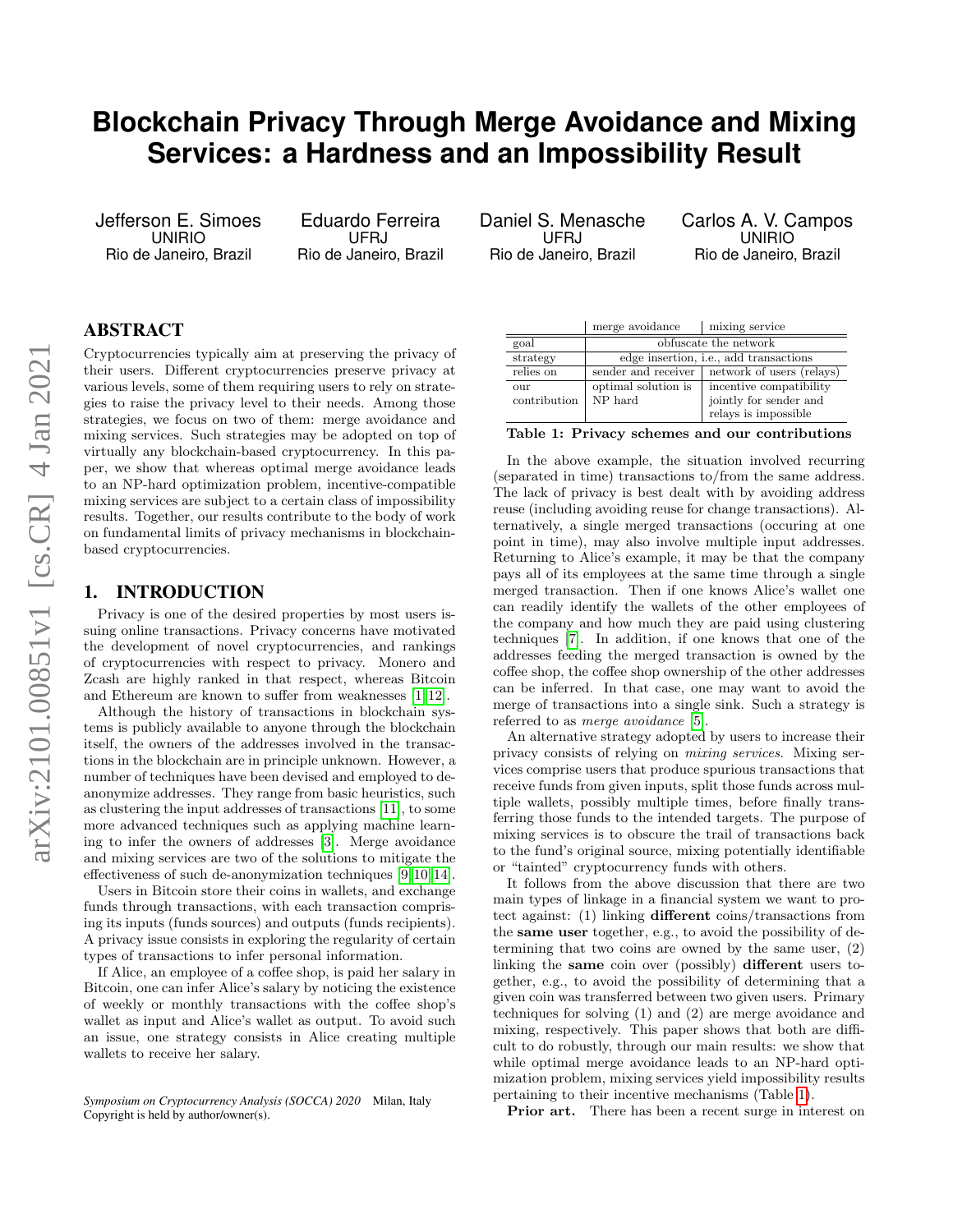# Blockchain Privacy Through Merge Avoidance and Mixing Services: a Hardness and an Impossibility Result

Jefferson E. Simoes
UNIRIO
Rio de Janeiro, Brazil

Eduardo Ferreira
UFRJ
Rio de Janeiro, Brazil

Daniel S. Menasche
UFRJ
Rio de Janeiro, Brazil

Carlos A. V. Campos
UNIRIO
Rio de Janeiro, Brazil

## ABSTRACT

Cryptocurrencies typically aim at preserving the privacy of their users. Different cryptocurrencies preserve privacy at various levels, some of them requiring users to rely on strategies to raise the privacy level to their needs. Among those strategies, we focus on two of them: merge avoidance and mixing services. Such strategies may be adopted on top of virtually any blockchain-based cryptocurrency. In this paper, we show that whereas optimal merge avoidance leads to an NP-hard optimization problem, incentive-compatible mixing services are subject to a certain class of impossibility results. Together, our results contribute to the body of work on fundamental limits of privacy mechanisms in blockchain-based cryptocurrencies.

## 1. INTRODUCTION

Privacy is one of the desired properties by most users issuing online transactions. Privacy concerns have motivated the development of novel cryptocurrencies, and rankings of cryptocurrencies with respect to privacy. Monero and Zcash are highly ranked in that respect, whereas Bitcoin and Ethereum are known to suffer from weaknesses [1, 12].

Although the history of transactions in blockchain systems is publicly available to anyone through the blockchain itself, the owners of the addresses involved in the transactions in the blockchain are in principle unknown. However, a number of techniques have been devised and employed to deanonymize addresses. They range from basic heuristics, such as clustering the input addresses of transactions [11], to some more advanced techniques such as applying machine learning to infer the owners of addresses [3]. Merge avoidance and mixing services are two of the solutions to mitigate the effectiveness of such de-anonymization techniques [9, 10, 14].

Users in Bitcoin store their coins in wallets, and exchange funds through transactions, with each transaction comprising its inputs (funds sources) and outputs (funds recipients). A privacy issue consists in exploring the regularity of certain types of transactions to infer personal information.

If Alice, an employee of a coffee shop, is paid her salary in Bitcoin, one can infer Alice's salary by noticing the existence of weekly or monthly transactions with the coffee shop's wallet as input and Alice's wallet as output. To avoid such an issue, one strategy consists in Alice creating multiple wallets to receive her salary.

| | merge avoidance | mixing service |
|---|---|---|
| goal | obfuscate the network | |
| strategy | edge insertion, i.e., add transactions | |
| relies on | sender and receiver | network of users (relays) |
| our contribution | optimal solution is NP hard | incentive compatibility jointly for sender and relays is impossible |

**Table 1: Privacy schemes and our contributions**

In the above example, the situation involved recurring (separated in time) transactions to/from the same address. The lack of privacy is best dealt with by avoiding address reuse (including avoiding reuse for change transactions). Alternatively, a single merged transactions (occuring at one point in time), may also involve multiple input addresses. Returning to Alice's example, it may be that the company pays all of its employees at the same time through a single merged transaction. Then if one knows Alice's wallet one can readily identify the wallets of the other employees of the company and how much they are paid using clustering techniques [7]. In addition, if one knows that one of the addresses feeding the merged transaction is owned by the coffee shop, the coffee shop ownership of the other addresses can be inferred. In that case, one may want to avoid the merge of transactions into a single sink. Such a strategy is referred to as *merge avoidance* [5].

An alternative strategy adopted by users to increase their privacy consists of relying on *mixing services*. Mixing services comprise users that produce spurious transactions that receive funds from given inputs, split those funds across multiple wallets, possibly multiple times, before finally transferring those funds to the intended targets. The purpose of mixing services is to obscure the trail of transactions back to the fund's original source, mixing potentially identifiable or "tainted" cryptocurrency funds with others.

It follows from the above discussion that there are two main types of linkage in a financial system we want to protect against: (1) linking **different** coins/transactions from the **same user** together, e.g., to avoid the possibility of determining that two coins are owned by the same user, (2) linking the **same** coin over (possibly) **different** users together, e.g., to avoid the possibility of determining that a given coin was transferred between two given users. Primary techniques for solving (1) and (2) are merge avoidance and mixing, respectively. This paper shows that both are difficult to do robustly, through our main results: we show that while optimal merge avoidance leads to an NP-hard optimization problem, mixing services yield impossibility results pertaining to their incentive mechanisms (Table 1).

**Prior art.** There has been a recent surge in interest on

*Symposium on Cryptocurrency Analysis (SOCCA) 2020* Milan, Italy
Copyright is held by author/owner(s).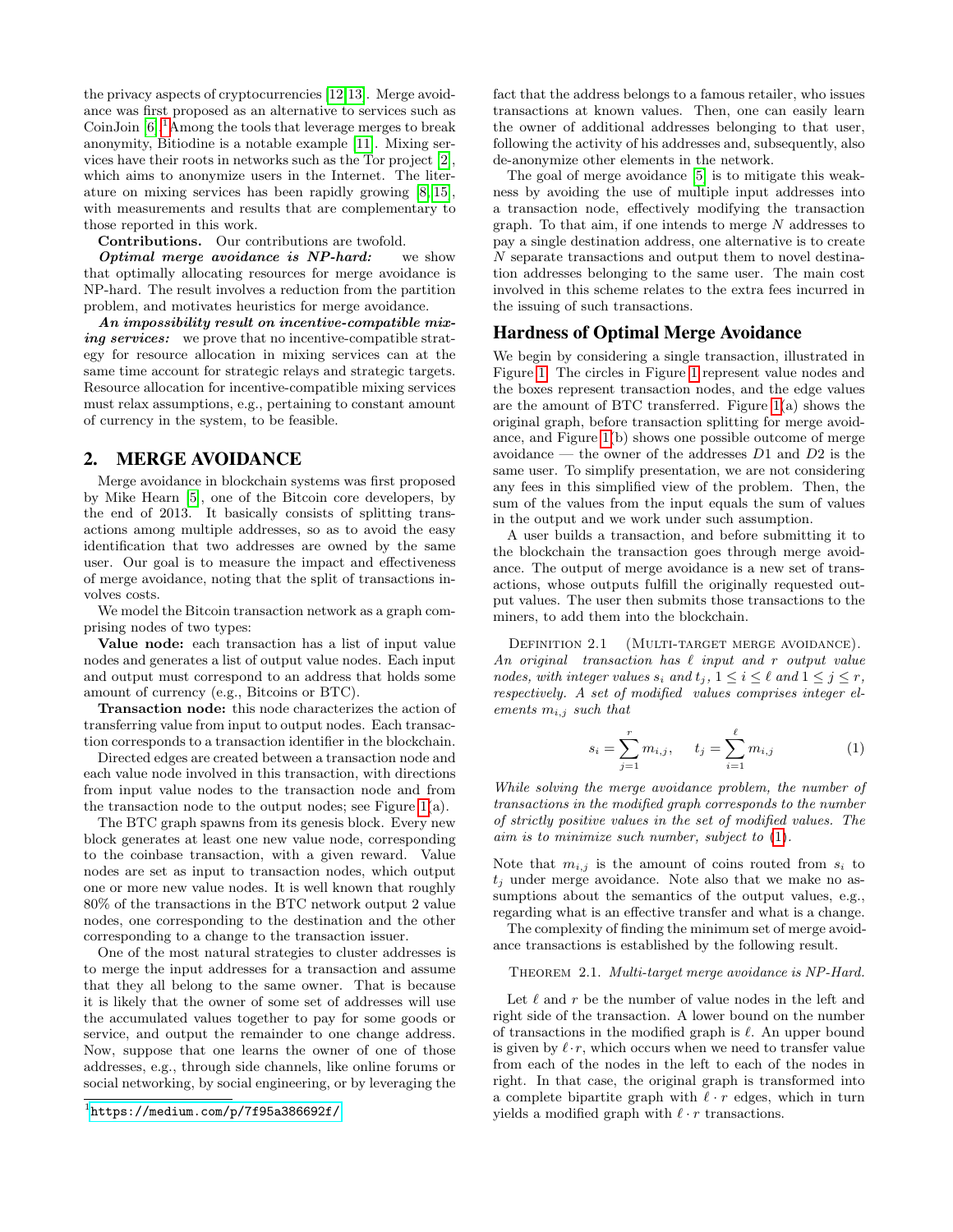the privacy aspects of cryptocurrencies [12, 13]. Merge avoidance was first proposed as an alternative to services such as CoinJoin [6].[1] Among the tools that leverage merges to break anonymity, Bitiodine is a notable example [11]. Mixing services have their roots in networks such as the Tor project [2], which aims to anonymize users in the Internet. The literature on mixing services has been rapidly growing [8, 15], with measurements and results that are complementary to those reported in this work.

**Contributions.** Our contributions are twofold.

***Optimal merge avoidance is NP-hard:*** we show that optimally allocating resources for merge avoidance is NP-hard. The result involves a reduction from the partition problem, and motivates heuristics for merge avoidance.

***An impossibility result on incentive-compatible mixing services:*** we prove that no incentive-compatible strategy for resource allocation in mixing services can at the same time account for strategic relays and strategic targets. Resource allocation for incentive-compatible mixing services must relax assumptions, e.g., pertaining to constant amount of currency in the system, to be feasible.

## 2. MERGE AVOIDANCE

Merge avoidance in blockchain systems was first proposed by Mike Hearn [5], one of the Bitcoin core developers, by the end of 2013. It basically consists of splitting transactions among multiple addresses, so as to avoid the easy identification that two addresses are owned by the same user. Our goal is to measure the impact and effectiveness of merge avoidance, noting that the split of transactions involves costs.

We model the Bitcoin transaction network as a graph comprising nodes of two types:

**Value node:** each transaction has a list of input value nodes and generates a list of output value nodes. Each input and output must correspond to an address that holds some amount of currency (e.g., Bitcoins or BTC).

**Transaction node:** this node characterizes the action of transferring value from input to output nodes. Each transaction corresponds to a transaction identifier in the blockchain.

Directed edges are created between a transaction node and each value node involved in this transaction, with directions from input value nodes to the transaction node and from the transaction node to the output nodes; see Figure 1(a).

The BTC graph spawns from its genesis block. Every new block generates at least one new value node, corresponding to the coinbase transaction, with a given reward. Value nodes are set as input to transaction nodes, which output one or more new value nodes. It is well known that roughly 80% of the transactions in the BTC network output 2 value nodes, one corresponding to the destination and the other corresponding to a change to the transaction issuer.

One of the most natural strategies to cluster addresses is to merge the input addresses for a transaction and assume that they all belong to the same owner. That is because it is likely that the owner of some set of addresses will use the accumulated values together to pay for some goods or service, and output the remainder to one change address. Now, suppose that one learns the owner of one of those addresses, e.g., through side channels, like online forums or social networking, by social engineering, or by leveraging the fact that the address belongs to a famous retailer, who issues transactions at known values. Then, one can easily learn the owner of additional addresses belonging to that user, following the activity of his addresses and, subsequently, also de-anonymize other elements in the network.

The goal of merge avoidance [5] is to mitigate this weakness by avoiding the use of multiple input addresses into a transaction node, effectively modifying the transaction graph. To that aim, if one intends to merge $N$ addresses to pay a single destination address, one alternative is to create $N$ separate transactions and output them to novel destination addresses belonging to the same user. The main cost involved in this scheme relates to the extra fees incurred in the issuing of such transactions.

### Hardness of Optimal Merge Avoidance

We begin by considering a single transaction, illustrated in Figure 1. The circles in Figure 1 represent value nodes and the boxes represent transaction nodes, and the edge values are the amount of BTC transferred. Figure 1(a) shows the original graph, before transaction splitting for merge avoidance, and Figure 1(b) shows one possible outcome of merge avoidance — the owner of the addresses $D1$ and $D2$ is the same user. To simplify presentation, we are not considering any fees in this simplified view of the problem. Then, the sum of the values from the input equals the sum of values in the output and we work under such assumption.

A user builds a transaction, and before submitting it to the blockchain the transaction goes through merge avoidance. The output of merge avoidance is a new set of transactions, whose outputs fulfill the originally requested output values. The user then submits those transactions to the miners, to add them into the blockchain.

Definition 2.1 (Multi-target merge avoidance). *An original transaction has $\ell$ input and $r$ output value nodes, with integer values $s_i$ and $t_j$, $1 \leq i \leq \ell$ and $1 \leq j \leq r$, respectively. A set of modified values comprises integer elements $m_{i,j}$ such that*

$$s_i = \sum_{j=1}^{r} m_{i,j}, \quad t_j = \sum_{i=1}^{\ell} m_{i,j} \tag{1}$$

*While solving the merge avoidance problem, the number of transactions in the modified graph corresponds to the number of strictly positive values in the set of modified values. The aim is to minimize such number, subject to (1).*

Note that $m_{i,j}$ is the amount of coins routed from $s_i$ to $t_j$ under merge avoidance. Note also that we make no assumptions about the semantics of the output values, e.g., regarding what is an effective transfer and what is a change.

The complexity of finding the minimum set of merge avoidance transactions is established by the following result.

Theorem 2.1. *Multi-target merge avoidance is NP-Hard.*

Let $\ell$ and $r$ be the number of value nodes in the left and right side of the transaction. A lower bound on the number of transactions in the modified graph is $\ell$. An upper bound is given by $\ell \cdot r$, which occurs when we need to transfer value from each of the nodes in the left to each of the nodes in right. In that case, the original graph is transformed into a complete bipartite graph with $\ell \cdot r$ edges, which in turn yields a modified graph with $\ell \cdot r$ transactions.

[1] https://medium.com/p/7f95a386692f/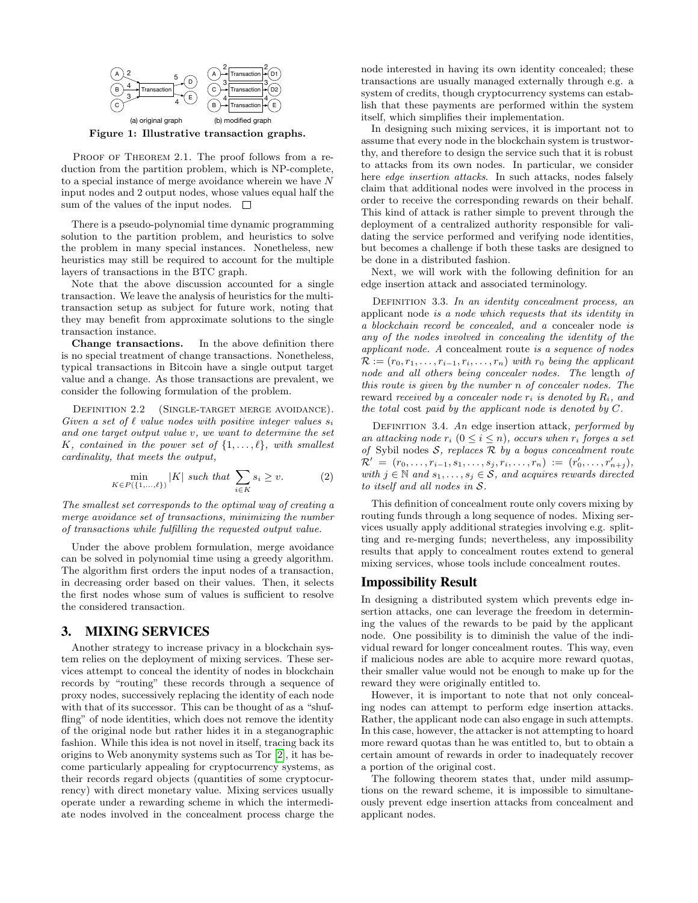Figure 1: Illustrative transaction graphs.

PROOF OF THEOREM 2.1. The proof follows from a reduction from the partition problem, which is NP-complete, to a special instance of merge avoidance wherein we have $N$ input nodes and 2 output nodes, whose values equal half the sum of the values of the input nodes. □

There is a pseudo-polynomial time dynamic programming solution to the partition problem, and heuristics to solve the problem in many special instances. Nonetheless, new heuristics may still be required to account for the multiple layers of transactions in the BTC graph.

Note that the above discussion accounted for a single transaction. We leave the analysis of heuristics for the multi-transaction setup as subject for future work, noting that they may benefit from approximate solutions to the single transaction instance.

**Change transactions.** In the above definition there is no special treatment of change transactions. Nonetheless, typical transactions in Bitcoin have a single output target value and a change. As those transactions are prevalent, we consider the following formulation of the problem.

DEFINITION 2.2 (SINGLE-TARGET MERGE AVOIDANCE). *Given a set of $\ell$ value nodes with positive integer values $s_i$ and one target output value $v$, we want to determine the set $K$, contained in the power set of $\{1, \ldots, \ell\}$, with smallest cardinality, that meets the output,*

$$\min_{K \in P(\{1,\ldots,\ell\})} |K| \text{ such that } \sum_{i \in K} s_i \geq v. \tag{2}$$

*The smallest set corresponds to the optimal way of creating a merge avoidance set of transactions, minimizing the number of transactions while fulfilling the requested output value.*

Under the above problem formulation, merge avoidance can be solved in polynomial time using a greedy algorithm. The algorithm first orders the input nodes of a transaction, in decreasing order based on their values. Then, it selects the first nodes whose sum of values is sufficient to resolve the considered transaction.

# 3. MIXING SERVICES

Another strategy to increase privacy in a blockchain system relies on the deployment of mixing services. These services attempt to conceal the identity of nodes in blockchain records by "routing" these records through a sequence of proxy nodes, successively replacing the identity of each node with that of its successor. This can be thought of as a "shuffling" of node identities, which does not remove the identity of the original node but rather hides it in a steganographic fashion. While this idea is not novel in itself, tracing back its origins to Web anonymity systems such as Tor [2], it has become particularly appealing for cryptocurrency systems, as their records regard objects (quantities of some cryptocurrency) with direct monetary value. Mixing services usually operate under a rewarding scheme in which the intermediate nodes involved in the concealment process charge the node interested in having its own identity concealed; these transactions are usually managed externally through e.g. a system of credits, though cryptocurrency systems can establish that these payments are performed within the system itself, which simplifies their implementation.

In designing such mixing services, it is important not to assume that every node in the blockchain system is trustworthy, and therefore to design the service such that it is robust to attacks from its own nodes. In particular, we consider here *edge insertion attacks*. In such attacks, nodes falsely claim that additional nodes were involved in the process in order to receive the corresponding rewards on their behalf. This kind of attack is rather simple to prevent through the deployment of a centralized authority responsible for validating the service performed and verifying node identities, but becomes a challenge if both these tasks are designed to be done in a distributed fashion.

Next, we will work with the following definition for an edge insertion attack and associated terminology.

DEFINITION 3.3. *In an identity concealment process, an* applicant node *is a node which requests that its identity in a blockchain record be concealed, and a* concealer node *is any of the nodes involved in concealing the identity of the applicant node. A* concealment route *is a sequence of nodes $\mathcal{R} := (r_0, r_1, \ldots, r_{i-1}, r_i, \ldots, r_n)$ with $r_0$ being the applicant node and all others being concealer nodes. The* length *of this route is given by the number $n$ of concealer nodes. The* reward *received by a concealer node $r_i$ is denoted by $R_i$, and the* total cost *paid by the applicant node is denoted by $C$.*

DEFINITION 3.4. *An* edge insertion attack, *performed by an attacking node $r_i$ ($0 \leq i \leq n$), occurs when $r_i$ forges a set of* Sybil nodes *$\mathcal{S}$, replaces $\mathcal{R}$ by a bogus concealment route $\mathcal{R}' = (r_0, \ldots, r_{i-1}, s_1, \ldots, s_j, r_i, \ldots, r_n) := (r'_0, \ldots, r'_{n+j})$, with $j \in \mathbb{N}$ and $s_1, \ldots, s_j \in \mathcal{S}$, and acquires rewards directed to itself and all nodes in $\mathcal{S}$.*

This definition of concealment route only covers mixing by routing funds through a long sequence of nodes. Mixing services usually apply additional strategies involving e.g. splitting and re-merging funds; nevertheless, any impossibility results that apply to concealment routes extend to general mixing services, whose tools include concealment routes.

## Impossibility Result

In designing a distributed system which prevents edge insertion attacks, one can leverage the freedom in determining the values of the rewards to be paid by the applicant node. One possibility is to diminish the value of the individual reward for longer concealment routes. This way, even if malicious nodes are able to acquire more reward quotas, their smaller value would not be enough to make up for the reward they were originally entitled to.

However, it is important to note that not only concealing nodes can attempt to perform edge insertion attacks. Rather, the applicant node can also engage in such attempts. In this case, however, the attacker is not attempting to hoard more reward quotas than he was entitled to, but to obtain a certain amount of rewards in order to inadequately recover a portion of the original cost.

The following theorem states that, under mild assumptions on the reward scheme, it is impossible to simultaneously prevent edge insertion attacks from concealment and applicant nodes.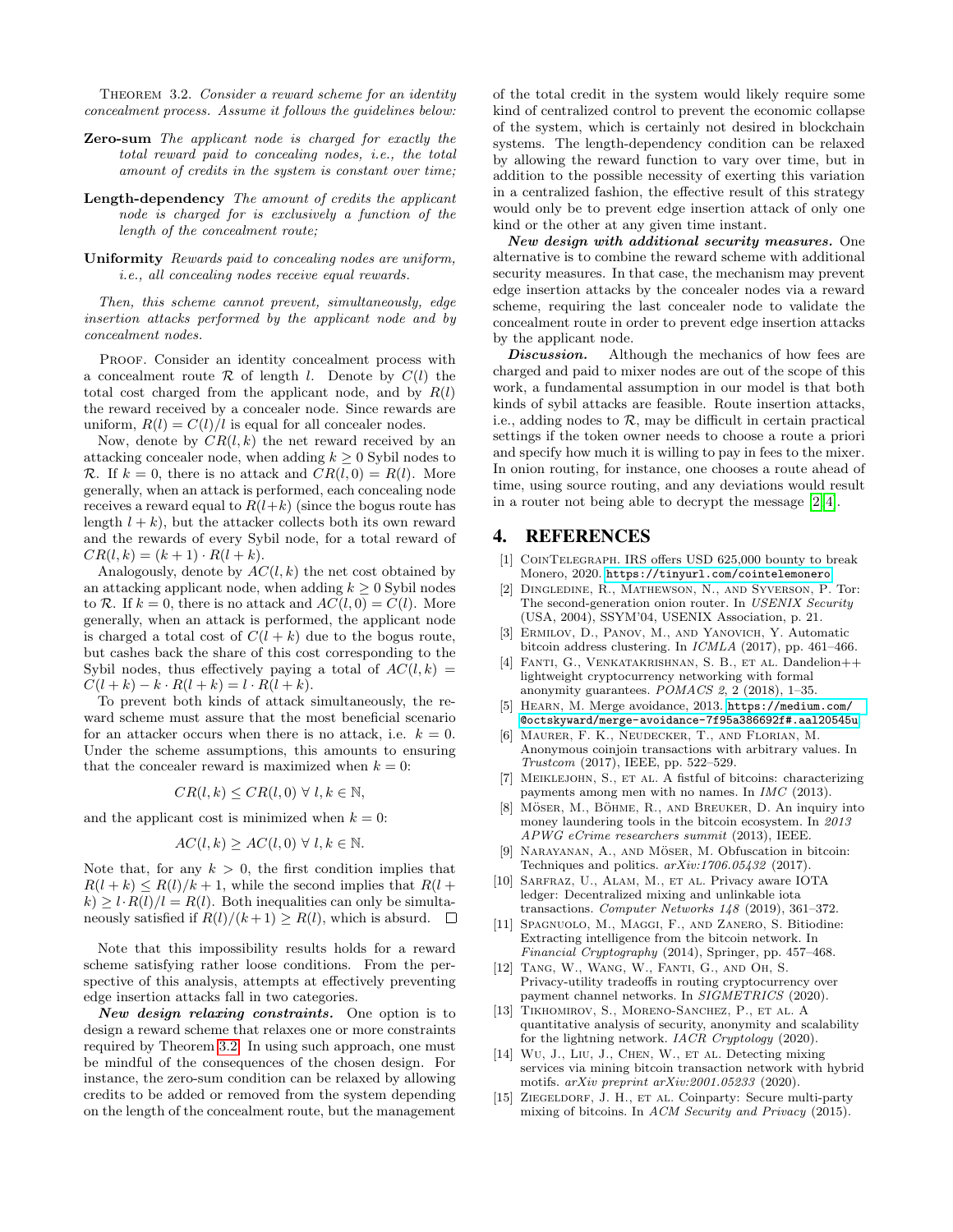THEOREM 3.2. *Consider a reward scheme for an identity concealment process. Assume it follows the guidelines below:*

**Zero-sum** *The applicant node is charged for exactly the total reward paid to concealing nodes, i.e., the total amount of credits in the system is constant over time;*

**Length-dependency** *The amount of credits the applicant node is charged for is exclusively a function of the length of the concealment route;*

**Uniformity** *Rewards paid to concealing nodes are uniform, i.e., all concealing nodes receive equal rewards.*

*Then, this scheme cannot prevent, simultaneously, edge insertion attacks performed by the applicant node and by concealment nodes.*

PROOF. Consider an identity concealment process with a concealment route $\mathcal{R}$ of length $l$. Denote by $C(l)$ the total cost charged from the applicant node, and by $R(l)$ the reward received by a concealer node. Since rewards are uniform, $R(l) = C(l)/l$ is equal for all concealer nodes.

Now, denote by $CR(l, k)$ the net reward received by an attacking concealer node, when adding $k \geq 0$ Sybil nodes to $\mathcal{R}$. If $k = 0$, there is no attack and $CR(l, 0) = R(l)$. More generally, when an attack is performed, each concealing node receives a reward equal to $R(l+k)$ (since the bogus route has length $l + k$), but the attacker collects both its own reward and the rewards of every Sybil node, for a total reward of $CR(l, k) = (k + 1) \cdot R(l + k)$.

Analogously, denote by $AC(l, k)$ the net cost obtained by an attacking applicant node, when adding $k \geq 0$ Sybil nodes to $\mathcal{R}$. If $k = 0$, there is no attack and $AC(l, 0) = C(l)$. More generally, when an attack is performed, the applicant node is charged a total cost of $C(l + k)$ due to the bogus route, but cashes back the share of this cost corresponding to the Sybil nodes, thus effectively paying a total of $AC(l, k) = C(l + k) - k \cdot R(l + k) = l \cdot R(l + k)$.

To prevent both kinds of attack simultaneously, the reward scheme must assure that the most beneficial scenario for an attacker occurs when there is no attack, i.e. $k = 0$. Under the scheme assumptions, this amounts to ensuring that the concealer reward is maximized when $k = 0$:

$$CR(l, k) \leq CR(l, 0) \ \forall \ l, k \in \mathbb{N},$$

and the applicant cost is minimized when $k = 0$:

$$AC(l, k) \geq AC(l, 0) \ \forall \ l, k \in \mathbb{N}.$$

Note that, for any $k > 0$, the first condition implies that $R(l + k) \leq R(l)/k + 1$, while the second implies that $R(l + k) \geq l \cdot R(l)/l = R(l)$. Both inequalities can only be simultaneously satisfied if $R(l)/(k+1) \geq R(l)$, which is absurd. $\square$

Note that this impossibility results holds for a reward scheme satisfying rather loose conditions. From the perspective of this analysis, attempts at effectively preventing edge insertion attacks fall in two categories.

***New design relaxing constraints.*** One option is to design a reward scheme that relaxes one or more constraints required by Theorem 3.2. In using such approach, one must be mindful of the consequences of the chosen design. For instance, the zero-sum condition can be relaxed by allowing credits to be added or removed from the system depending on the length of the concealment route, but the management of the total credit in the system would likely require some kind of centralized control to prevent the economic collapse of the system, which is certainly not desired in blockchain systems. The length-dependency condition can be relaxed by allowing the reward function to vary over time, but in addition to the possible necessity of exerting this variation in a centralized fashion, the effective result of this strategy would only be to prevent edge insertion attack of only one kind or the other at any given time instant.

***New design with additional security measures.*** One alternative is to combine the reward scheme with additional security measures. In that case, the mechanism may prevent edge insertion attacks by the concealer nodes via a reward scheme, requiring the last concealer node to validate the concealment route in order to prevent edge insertion attacks by the applicant node.

***Discussion.*** Although the mechanics of how fees are charged and paid to mixer nodes are out of the scope of this work, a fundamental assumption in our model is that both kinds of sybil attacks are feasible. Route insertion attacks, i.e., adding nodes to $\mathcal{R}$, may be difficult in certain practical settings if the token owner needs to choose a route a priori and specify how much it is willing to pay in fees to the mixer. In onion routing, for instance, one chooses a route ahead of time, using source routing, and any deviations would result in a router not being able to decrypt the message [2, 4].

# 4. REFERENCES

[1] CoinTelegraph. IRS offers USD 625,000 bounty to break Monero, 2020. https://tinyurl.com/cointelemonero.

[2] Dingledine, R., Mathewson, N., and Syverson, P. Tor: The second-generation onion router. In *USENIX Security* (USA, 2004), SSYM'04, USENIX Association, p. 21.

[3] Ermilov, D., Panov, M., and Yanovich, Y. Automatic bitcoin address clustering. In *ICMLA* (2017), pp. 461–466.

[4] Fanti, G., Venkatakrishnan, S. B., et al. Dandelion++ lightweight cryptocurrency networking with formal anonymity guarantees. *POMACS 2*, 2 (2018), 1–35.

[5] Hearn, M. Merge avoidance, 2013. https://medium.com/@octskyward/merge-avoidance-7f95a386692f#.aa120545u.

[6] Maurer, F. K., Neudecker, T., and Florian, M. Anonymous coinjoin transactions with arbitrary values. In *Trustcom* (2017), IEEE, pp. 522–529.

[7] Meiklejohn, S., et al. A fistful of bitcoins: characterizing payments among men with no names. In *IMC* (2013).

[8] Möser, M., Böhme, R., and Breuker, D. An inquiry into money laundering tools in the bitcoin ecosystem. In *2013 APWG eCrime researchers summit* (2013), IEEE.

[9] Narayanan, A., and Möser, M. Obfuscation in bitcoin: Techniques and politics. *arXiv:1706.05432* (2017).

[10] Sarfraz, U., Alam, M., et al. Privacy aware IOTA ledger: Decentralized mixing and unlinkable iota transactions. *Computer Networks 148* (2019), 361–372.

[11] Spagnuolo, M., Maggi, F., and Zanero, S. Bitiodine: Extracting intelligence from the bitcoin network. In *Financial Cryptography* (2014), Springer, pp. 457–468.

[12] Tang, W., Wang, W., Fanti, G., and Oh, S. Privacy-utility tradeoffs in routing cryptocurrency over payment channel networks. In *SIGMETRICS* (2020).

[13] Tikhomirov, S., Moreno-Sanchez, P., et al. A quantitative analysis of security, anonymity and scalability for the lightning network. *IACR Cryptology* (2020).

[14] Wu, J., Liu, J., Chen, W., et al. Detecting mixing services via mining bitcoin transaction network with hybrid motifs. *arXiv preprint arXiv:2001.05233* (2020).

[15] Ziegeldorf, J. H., et al. Coinparty: Secure multi-party mixing of bitcoins. In *ACM Security and Privacy* (2015).